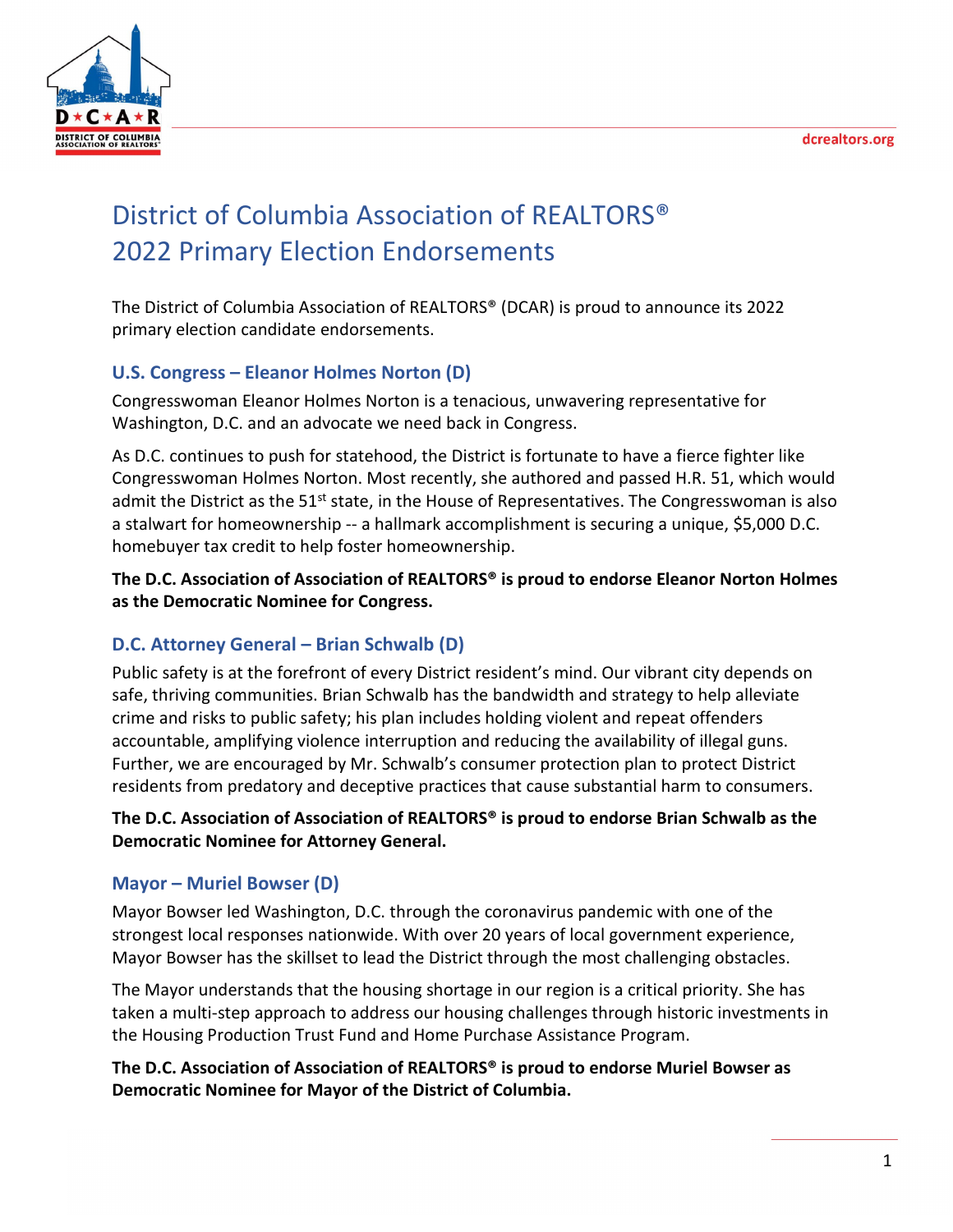# District of Columbia Association of REALTORS®
# 2022 Primary Election Endorsements

The District of Columbia Association of REALTORS® (DCAR) is proud to announce its 2022 primary election candidate endorsements.

## U.S. Congress – Eleanor Holmes Norton (D)

Congresswoman Eleanor Holmes Norton is a tenacious, unwavering representative for Washington, D.C. and an advocate we need back in Congress.

As D.C. continues to push for statehood, the District is fortunate to have a fierce fighter like Congresswoman Holmes Norton. Most recently, she authored and passed H.R. 51, which would admit the District as the 51st state, in the House of Representatives. The Congresswoman is also a stalwart for homeownership -- a hallmark accomplishment is securing a unique, $5,000 D.C. homebuyer tax credit to help foster homeownership.

**The D.C. Association of Association of REALTORS® is proud to endorse Eleanor Norton Holmes as the Democratic Nominee for Congress.**

## D.C. Attorney General – Brian Schwalb (D)

Public safety is at the forefront of every District resident's mind. Our vibrant city depends on safe, thriving communities. Brian Schwalb has the bandwidth and strategy to help alleviate crime and risks to public safety; his plan includes holding violent and repeat offenders accountable, amplifying violence interruption and reducing the availability of illegal guns. Further, we are encouraged by Mr. Schwalb's consumer protection plan to protect District residents from predatory and deceptive practices that cause substantial harm to consumers.

**The D.C. Association of Association of REALTORS® is proud to endorse Brian Schwalb as the Democratic Nominee for Attorney General.**

## Mayor – Muriel Bowser (D)

Mayor Bowser led Washington, D.C. through the coronavirus pandemic with one of the strongest local responses nationwide. With over 20 years of local government experience, Mayor Bowser has the skillset to lead the District through the most challenging obstacles.

The Mayor understands that the housing shortage in our region is a critical priority. She has taken a multi-step approach to address our housing challenges through historic investments in the Housing Production Trust Fund and Home Purchase Assistance Program.

**The D.C. Association of Association of REALTORS® is proud to endorse Muriel Bowser as Democratic Nominee for Mayor of the District of Columbia.**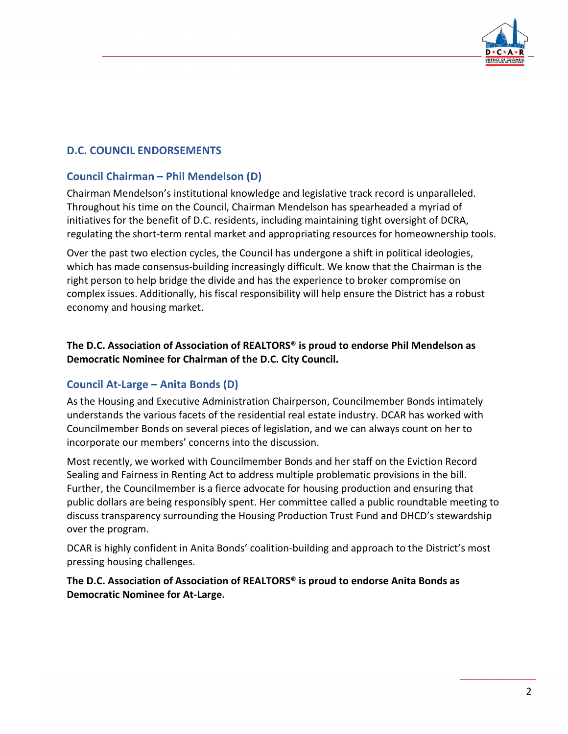## D.C. COUNCIL ENDORSEMENTS

### Council Chairman – Phil Mendelson (D)

Chairman Mendelson's institutional knowledge and legislative track record is unparalleled. Throughout his time on the Council, Chairman Mendelson has spearheaded a myriad of initiatives for the benefit of D.C. residents, including maintaining tight oversight of DCRA, regulating the short-term rental market and appropriating resources for homeownership tools.

Over the past two election cycles, the Council has undergone a shift in political ideologies, which has made consensus-building increasingly difficult. We know that the Chairman is the right person to help bridge the divide and has the experience to broker compromise on complex issues. Additionally, his fiscal responsibility will help ensure the District has a robust economy and housing market.

**The D.C. Association of Association of REALTORS® is proud to endorse Phil Mendelson as Democratic Nominee for Chairman of the D.C. City Council.**

### Council At-Large – Anita Bonds (D)

As the Housing and Executive Administration Chairperson, Councilmember Bonds intimately understands the various facets of the residential real estate industry. DCAR has worked with Councilmember Bonds on several pieces of legislation, and we can always count on her to incorporate our members' concerns into the discussion.

Most recently, we worked with Councilmember Bonds and her staff on the Eviction Record Sealing and Fairness in Renting Act to address multiple problematic provisions in the bill. Further, the Councilmember is a fierce advocate for housing production and ensuring that public dollars are being responsibly spent. Her committee called a public roundtable meeting to discuss transparency surrounding the Housing Production Trust Fund and DHCD's stewardship over the program.

DCAR is highly confident in Anita Bonds' coalition-building and approach to the District's most pressing housing challenges.

**The D.C. Association of Association of REALTORS® is proud to endorse Anita Bonds as Democratic Nominee for At-Large.**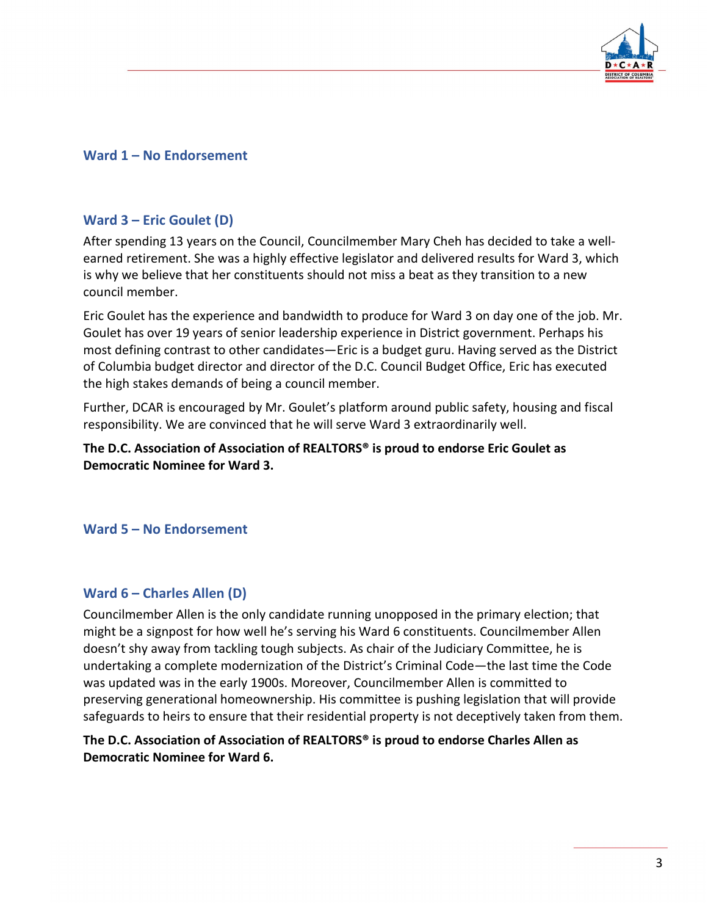### Ward 1 – No Endorsement

### Ward 3 – Eric Goulet (D)

After spending 13 years on the Council, Councilmember Mary Cheh has decided to take a well-earned retirement. She was a highly effective legislator and delivered results for Ward 3, which is why we believe that her constituents should not miss a beat as they transition to a new council member.

Eric Goulet has the experience and bandwidth to produce for Ward 3 on day one of the job. Mr. Goulet has over 19 years of senior leadership experience in District government. Perhaps his most defining contrast to other candidates—Eric is a budget guru. Having served as the District of Columbia budget director and director of the D.C. Council Budget Office, Eric has executed the high stakes demands of being a council member.

Further, DCAR is encouraged by Mr. Goulet's platform around public safety, housing and fiscal responsibility. We are convinced that he will serve Ward 3 extraordinarily well.

**The D.C. Association of Association of REALTORS® is proud to endorse Eric Goulet as Democratic Nominee for Ward 3.**

### Ward 5 – No Endorsement

### Ward 6 – Charles Allen (D)

Councilmember Allen is the only candidate running unopposed in the primary election; that might be a signpost for how well he's serving his Ward 6 constituents. Councilmember Allen doesn't shy away from tackling tough subjects. As chair of the Judiciary Committee, he is undertaking a complete modernization of the District's Criminal Code—the last time the Code was updated was in the early 1900s. Moreover, Councilmember Allen is committed to preserving generational homeownership. His committee is pushing legislation that will provide safeguards to heirs to ensure that their residential property is not deceptively taken from them.

**The D.C. Association of Association of REALTORS® is proud to endorse Charles Allen as Democratic Nominee for Ward 6.**